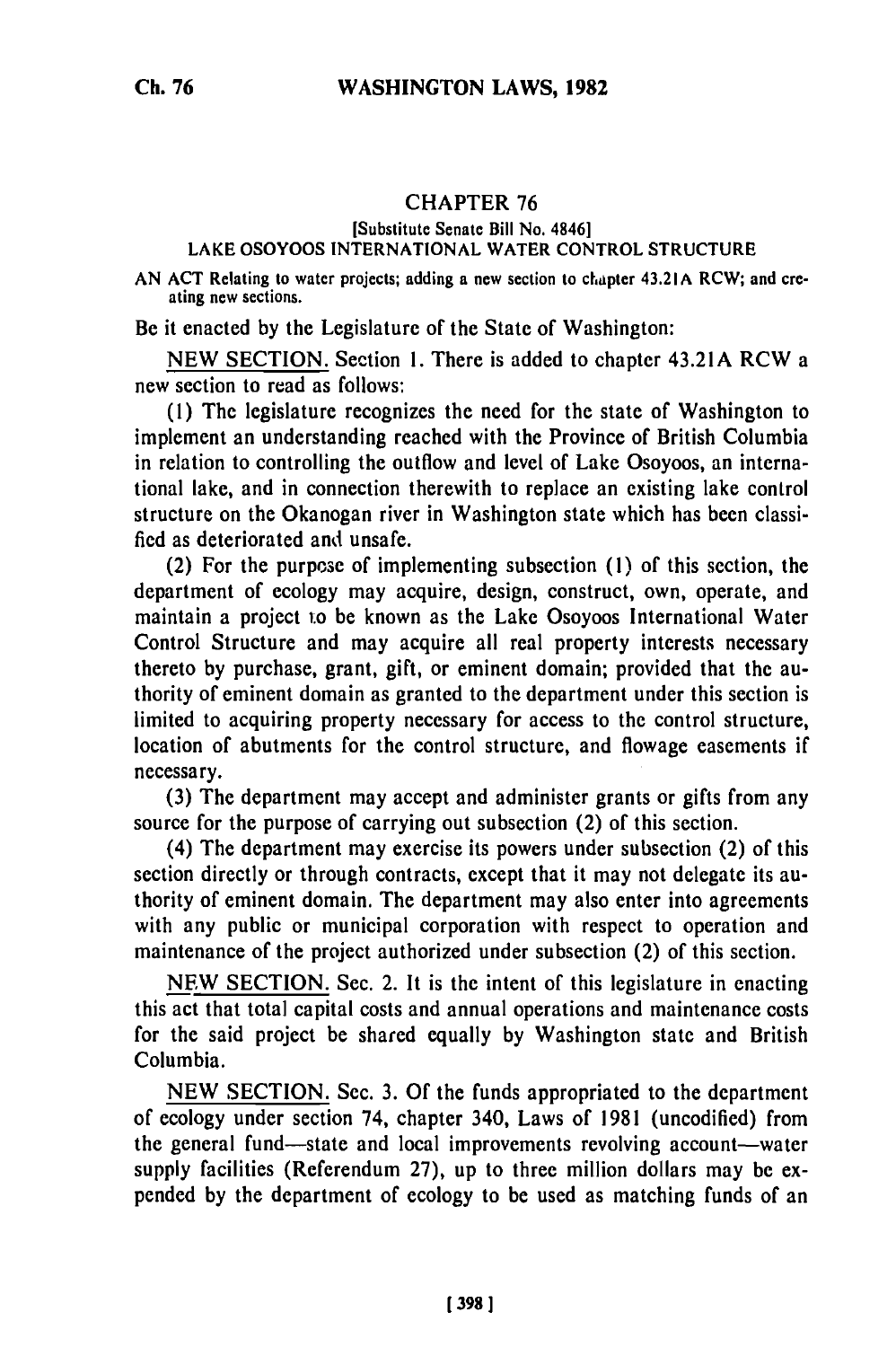# CHAPTER 76

[Substitute Senate Bill No. 4846]

## LAKE OSOYOOS INTERNATIONAL WATER CONTROL STRUCTURE

AN ACT Relating to water projects; adding a new section to chapter 43.21A RCW; and creating new sections.

Be it enacted by the Legislature of the State of Washington:

NEW SECTION. Section 1. There is added to chapter 43.21A RCW a new section to read as follows:

(1) The legislature recognizes the need for the state of Washington to implement an understanding reached with the Province of British Columbia in relation to controlling the outflow and level of Lake Osoyoos, an international lake, and in connection therewith to replace an existing lake control structure on the Okanogan river in Washington state which has been classified as deteriorated and unsafe.

(2) For the purpose of implementing subsection (1) of this section, the department of ecology may acquire, design, construct, own, operate, and maintain a project to be known as the Lake Osoyoos International Water Control Structure and may acquire all real property interests necessary thereto by purchase, grant, gift, or eminent domain; provided that the authority of eminent domain as granted to the department under this section is limited to acquiring property necessary for access to the control structure, location of abutments for the control structure, and flowage easements if necessary.

(3) The department may accept and administer grants or gifts from any source for the purpose of carrying out subsection (2) of this section.

(4) The department may exercise its powers under subsection (2) of this section directly or through contracts, except that it may not delegate its authority of eminent domain. The department may also enter into agreements with any public or municipal corporation with respect to operation and maintenance of the project authorized under subsection (2) of this section.

NEW SECTION. Sec. 2. It is the intent of this legislature in enacting this act that total capital costs and annual operations and maintenance costs for the said project be shared equally by Washington state and British Columbia.

NEW SECTION. Sec. 3. Of the funds appropriated to the department of ecology under section 74, chapter 340, Laws of 1981 (uncodified) from the general fund—state and local improvements revolving account—water supply facilities (Referendum 27), up to three million dollars may be expended by the department of ecology to be used as matching funds of an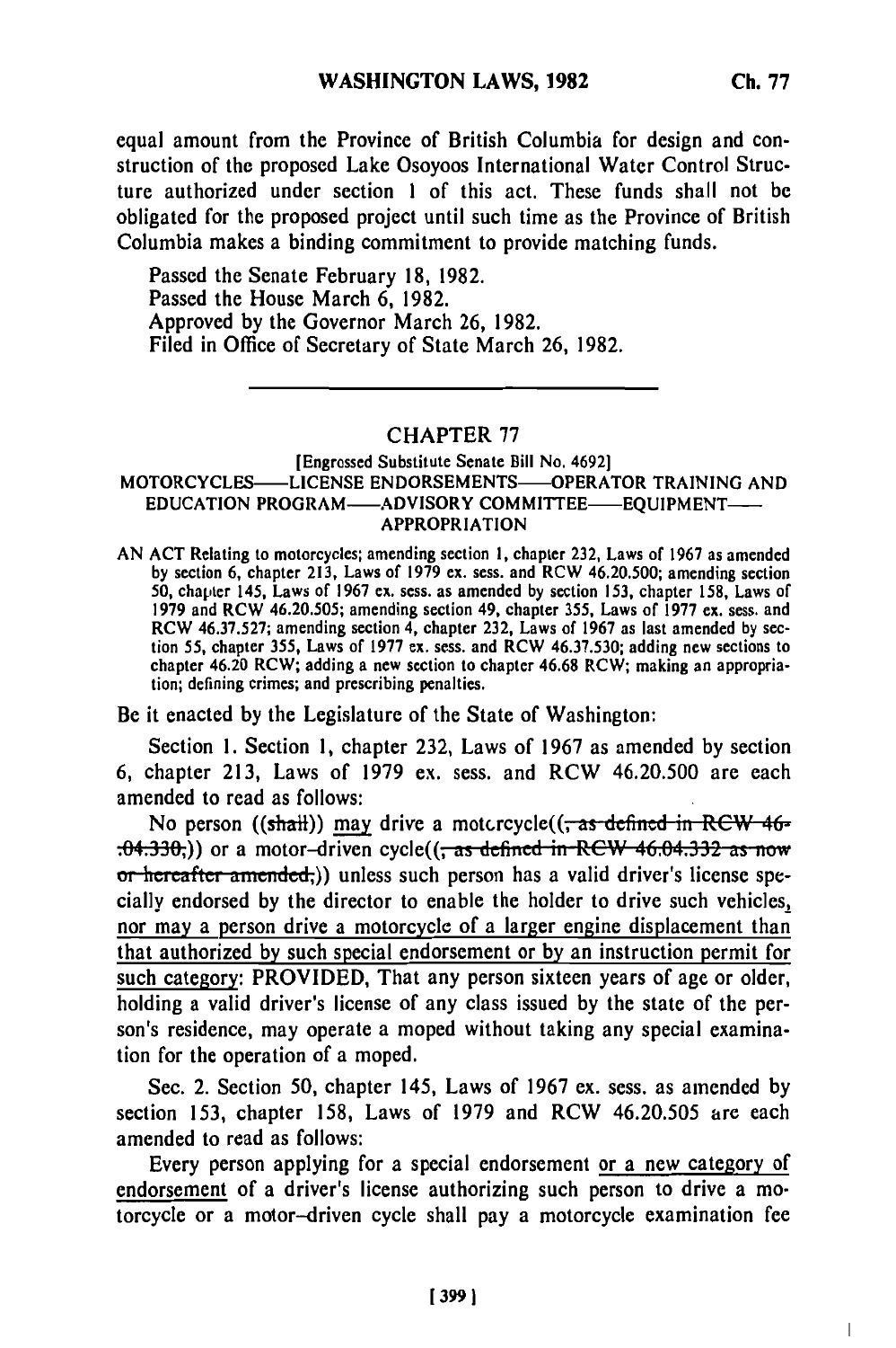equal amount from the Province of British Columbia for design and construction of the proposed Lake Osoyoos International Water Control Structure authorized under section 1 of this act. These funds shall not be obligated for the proposed project until such time as the Province of British Columbia makes a binding commitment to provide matching funds.

Passed the Senate February 18, 1982.
Passed the House March 6, 1982.
Approved by the Governor March 26, 1982.
Filed in Office of Secretary of State March 26, 1982.

---

## CHAPTER 77

[Engrossed Substitute Senate Bill No. 4692]

MOTORCYCLES——LICENSE ENDORSEMENTS——OPERATOR TRAINING AND EDUCATION PROGRAM——ADVISORY COMMITTEE——EQUIPMENT——APPROPRIATION

AN ACT Relating to motorcycles; amending section 1, chapter 232, Laws of 1967 as amended by section 6, chapter 213, Laws of 1979 ex. sess. and RCW 46.20.500; amending section 50, chapter 145, Laws of 1967 ex. sess. as amended by section 153, chapter 158, Laws of 1979 and RCW 46.20.505; amending section 49, chapter 355, Laws of 1977 ex. sess. and RCW 46.37.527; amending section 4, chapter 232, Laws of 1967 as last amended by section 55, chapter 355, Laws of 1977 ex. sess. and RCW 46.37.530; adding new sections to chapter 46.20 RCW; adding a new section to chapter 46.68 RCW; making an appropriation; defining crimes; and prescribing penalties.

Be it enacted by the Legislature of the State of Washington:

Section 1. Section 1, chapter 232, Laws of 1967 as amended by section 6, chapter 213, Laws of 1979 ex. sess. and RCW 46.20.500 are each amended to read as follows:

No person ((~~shall~~)) <u>may</u> drive a motorcycle((~~, as defined in RCW 46.04.330,~~)) or a motor-driven cycle((~~, as defined in RCW 46.04.332 as now or hereafter amended,~~)) unless such person has a valid driver's license specially endorsed by the director to enable the holder to drive such vehicles<u>, nor may a person drive a motorcycle of a larger engine displacement than that authorized by such special endorsement or by an instruction permit for such category</u>: PROVIDED, That any person sixteen years of age or older, holding a valid driver's license of any class issued by the state of the person's residence, may operate a moped without taking any special examination for the operation of a moped.

Sec. 2. Section 50, chapter 145, Laws of 1967 ex. sess. as amended by section 153, chapter 158, Laws of 1979 and RCW 46.20.505 are each amended to read as follows:

Every person applying for a special endorsement <u>or a new category of endorsement</u> of a driver's license authorizing such person to drive a motorcycle or a motor-driven cycle shall pay a motorcycle examination fee